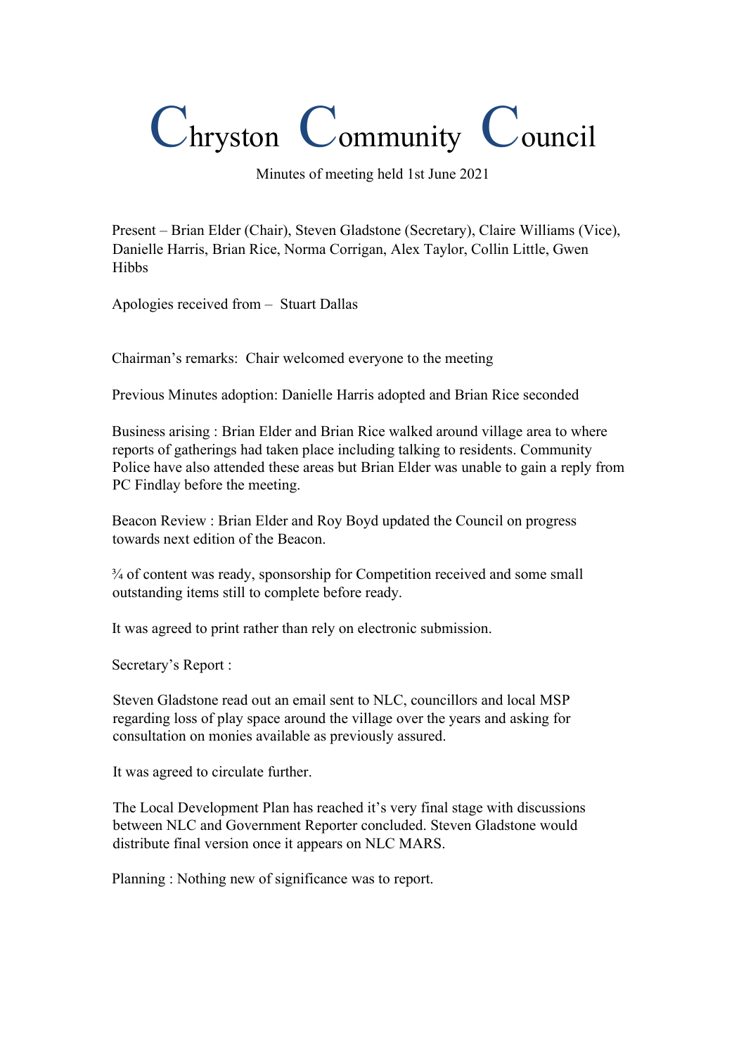# Chryston Community Council

Minutes of meeting held 1st June 2021

Present – Brian Elder (Chair), Steven Gladstone (Secretary), Claire Williams (Vice), Danielle Harris, Brian Rice, Norma Corrigan, Alex Taylor, Collin Little, Gwen Hibbs

Apologies received from – Stuart Dallas

Chairman's remarks: Chair welcomed everyone to the meeting

Previous Minutes adoption: Danielle Harris adopted and Brian Rice seconded

Business arising : Brian Elder and Brian Rice walked around village area to where reports of gatherings had taken place including talking to residents. Community Police have also attended these areas but Brian Elder was unable to gain a reply from PC Findlay before the meeting.

Beacon Review : Brian Elder and Roy Boyd updated the Council on progress towards next edition of the Beacon.

¾ of content was ready, sponsorship for Competition received and some small outstanding items still to complete before ready.

It was agreed to print rather than rely on electronic submission.

Secretary's Report :

Steven Gladstone read out an email sent to NLC, councillors and local MSP regarding loss of play space around the village over the years and asking for consultation on monies available as previously assured.

It was agreed to circulate further.

The Local Development Plan has reached it's very final stage with discussions between NLC and Government Reporter concluded. Steven Gladstone would distribute final version once it appears on NLC MARS.

Planning : Nothing new of significance was to report.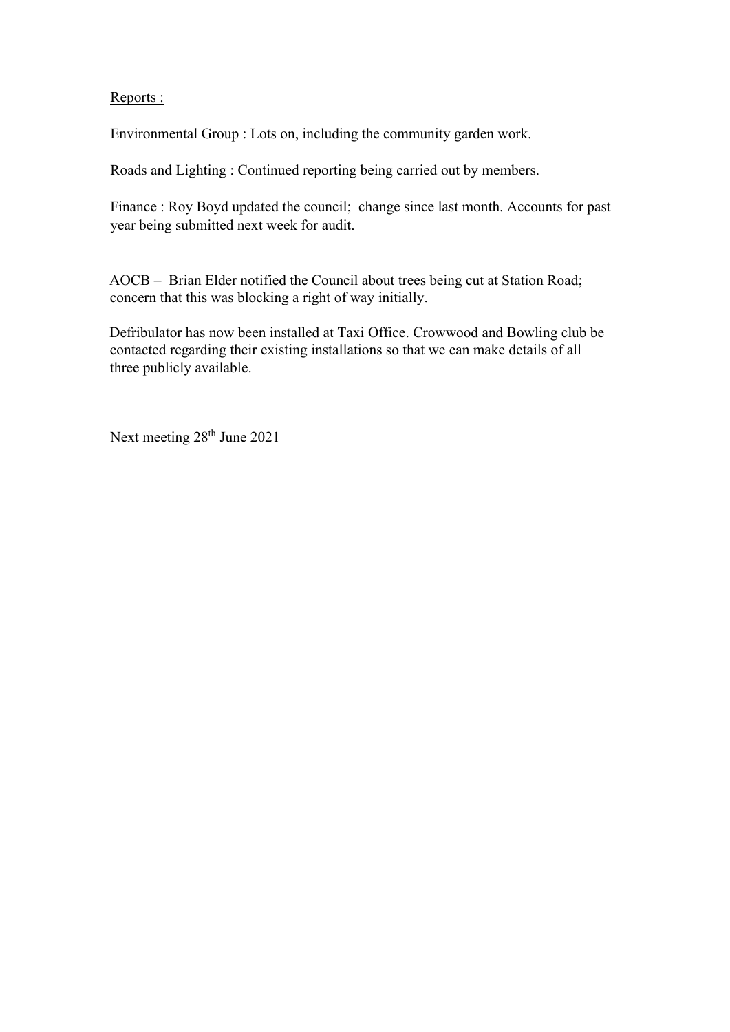Reports :

Environmental Group : Lots on, including the community garden work.

Roads and Lighting : Continued reporting being carried out by members.

Finance : Roy Boyd updated the council; change since last month. Accounts for past year being submitted next week for audit.

AOCB – Brian Elder notified the Council about trees being cut at Station Road; concern that this was blocking a right of way initially.

Defribulator has now been installed at Taxi Office. Crowwood and Bowling club be contacted regarding their existing installations so that we can make details of all three publicly available.

Next meeting 28th June 2021